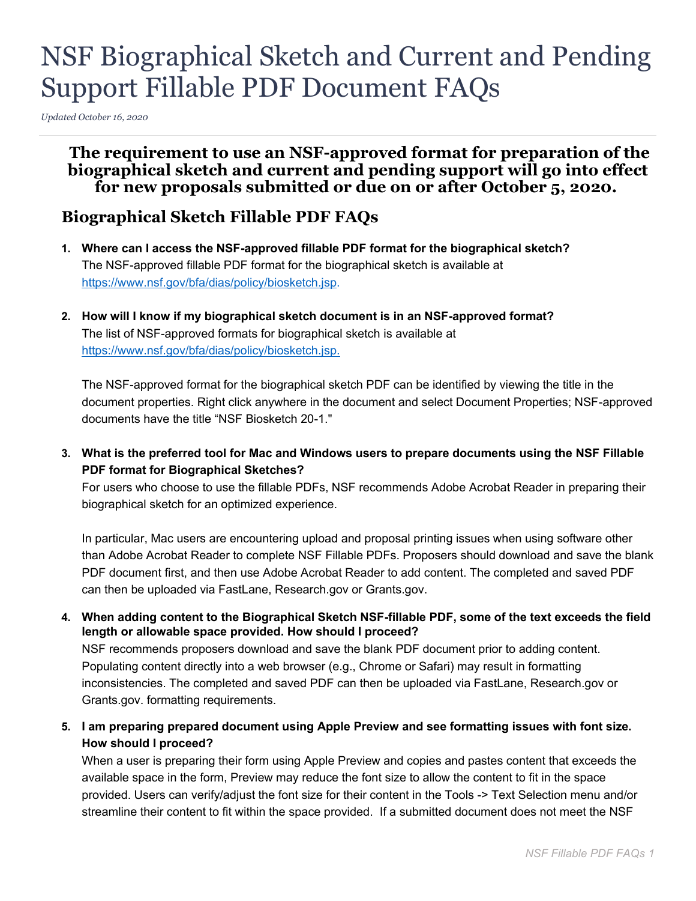# NSF Biographical Sketch and Current and Pending Support Fillable PDF Document FAQs

*Updated October 16, 2020*

**The requirement to use an NSF-approved format for preparation of the biographical sketch and current and pending support will go into effect for new proposals submitted or due on or after October 5, 2020.**

## Biographical Sketch Fillable PDF FAQs

1. **Where can I access the NSF-approved fillable PDF format for the biographical sketch?**
   The NSF-approved fillable PDF format for the biographical sketch is available at https://www.nsf.gov/bfa/dias/policy/biosketch.jsp.

2. **How will I know if my biographical sketch document is in an NSF-approved format?**
   The list of NSF-approved formats for biographical sketch is available at https://www.nsf.gov/bfa/dias/policy/biosketch.jsp.

   The NSF-approved format for the biographical sketch PDF can be identified by viewing the title in the document properties. Right click anywhere in the document and select Document Properties; NSF-approved documents have the title "NSF Biosketch 20-1."

3. **What is the preferred tool for Mac and Windows users to prepare documents using the NSF Fillable PDF format for Biographical Sketches?**
   For users who choose to use the fillable PDFs, NSF recommends Adobe Acrobat Reader in preparing their biographical sketch for an optimized experience.

   In particular, Mac users are encountering upload and proposal printing issues when using software other than Adobe Acrobat Reader to complete NSF Fillable PDFs. Proposers should download and save the blank PDF document first, and then use Adobe Acrobat Reader to add content. The completed and saved PDF can then be uploaded via FastLane, Research.gov or Grants.gov.

4. **When adding content to the Biographical Sketch NSF-fillable PDF, some of the text exceeds the field length or allowable space provided. How should I proceed?**
   NSF recommends proposers download and save the blank PDF document prior to adding content. Populating content directly into a web browser (e.g., Chrome or Safari) may result in formatting inconsistencies. The completed and saved PDF can then be uploaded via FastLane, Research.gov or Grants.gov. formatting requirements.

5. **I am preparing prepared document using Apple Preview and see formatting issues with font size. How should I proceed?**
   When a user is preparing their form using Apple Preview and copies and pastes content that exceeds the available space in the form, Preview may reduce the font size to allow the content to fit in the space provided. Users can verify/adjust the font size for their content in the Tools -> Text Selection menu and/or streamline their content to fit within the space provided. If a submitted document does not meet the NSF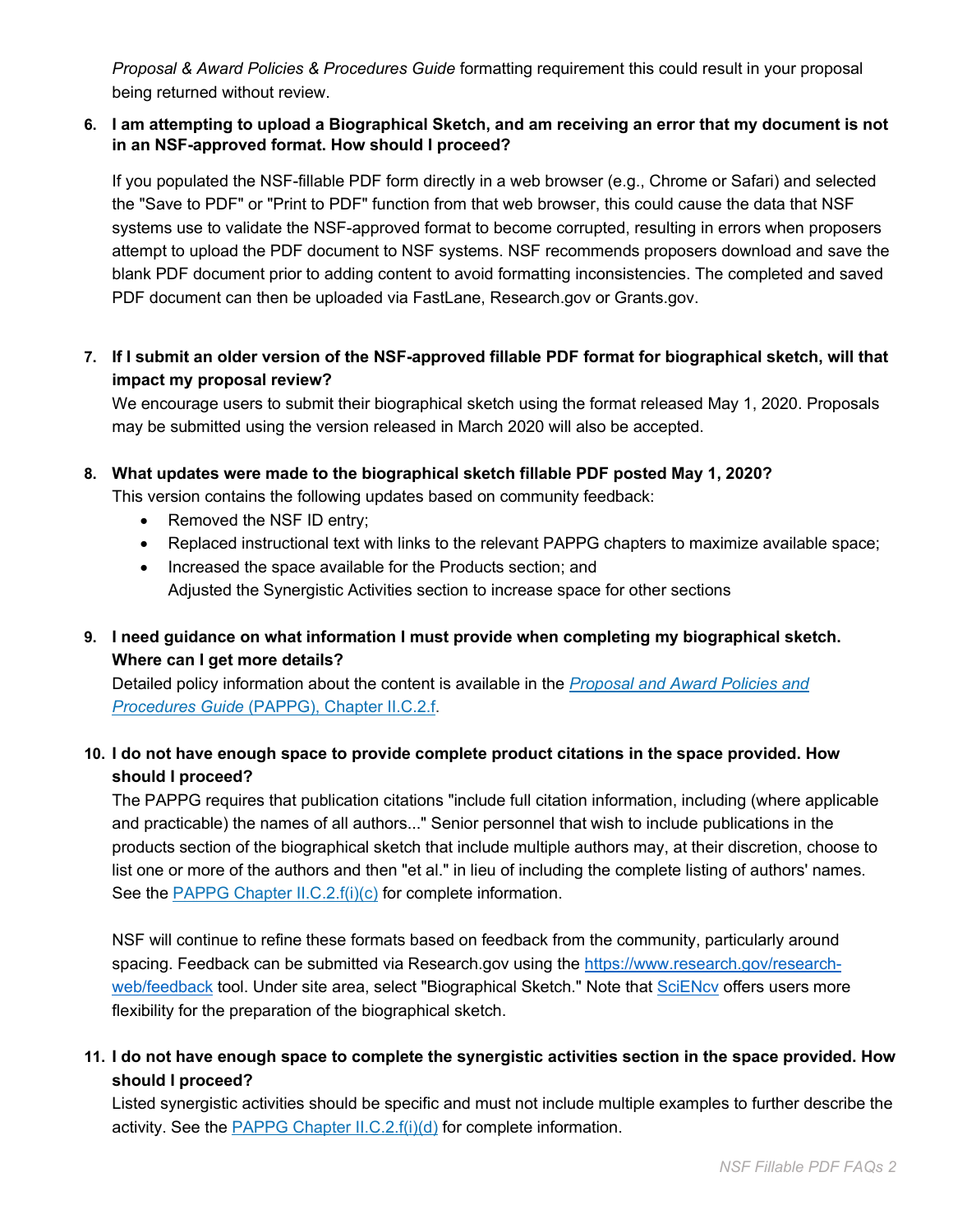*Proposal & Award Policies & Procedures Guide* formatting requirement this could result in your proposal being returned without review.

6. **I am attempting to upload a Biographical Sketch, and am receiving an error that my document is not in an NSF-approved format. How should I proceed?**

   If you populated the NSF-fillable PDF form directly in a web browser (e.g., Chrome or Safari) and selected the "Save to PDF" or "Print to PDF" function from that web browser, this could cause the data that NSF systems use to validate the NSF-approved format to become corrupted, resulting in errors when proposers attempt to upload the PDF document to NSF systems. NSF recommends proposers download and save the blank PDF document prior to adding content to avoid formatting inconsistencies. The completed and saved PDF document can then be uploaded via FastLane, Research.gov or Grants.gov.

7. **If I submit an older version of the NSF-approved fillable PDF format for biographical sketch, will that impact my proposal review?**

   We encourage users to submit their biographical sketch using the format released May 1, 2020. Proposals may be submitted using the version released in March 2020 will also be accepted.

8. **What updates were made to the biographical sketch fillable PDF posted May 1, 2020?**

   This version contains the following updates based on community feedback:
   - Removed the NSF ID entry;
   - Replaced instructional text with links to the relevant PAPPG chapters to maximize available space;
   - Increased the space available for the Products section; and
     Adjusted the Synergistic Activities section to increase space for other sections

9. **I need guidance on what information I must provide when completing my biographical sketch. Where can I get more details?**

   Detailed policy information about the content is available in the [*Proposal and Award Policies and Procedures Guide* (PAPPG), Chapter II.C.2.f]().

10. **I do not have enough space to provide complete product citations in the space provided. How should I proceed?**

    The PAPPG requires that publication citations "include full citation information, including (where applicable and practicable) the names of all authors..." Senior personnel that wish to include publications in the products section of the biographical sketch that include multiple authors may, at their discretion, choose to list one or more of the authors and then "et al." in lieu of including the complete listing of authors' names. See the [PAPPG Chapter II.C.2.f(i)(c)]() for complete information.

    NSF will continue to refine these formats based on feedback from the community, particularly around spacing. Feedback can be submitted via Research.gov using the [https://www.research.gov/research-web/feedback](https://www.research.gov/research-web/feedback) tool. Under site area, select "Biographical Sketch." Note that [SciENcv]() offers users more flexibility for the preparation of the biographical sketch.

11. **I do not have enough space to complete the synergistic activities section in the space provided. How should I proceed?**

    Listed synergistic activities should be specific and must not include multiple examples to further describe the activity. See the [PAPPG Chapter II.C.2.f(i)(d)]() for complete information.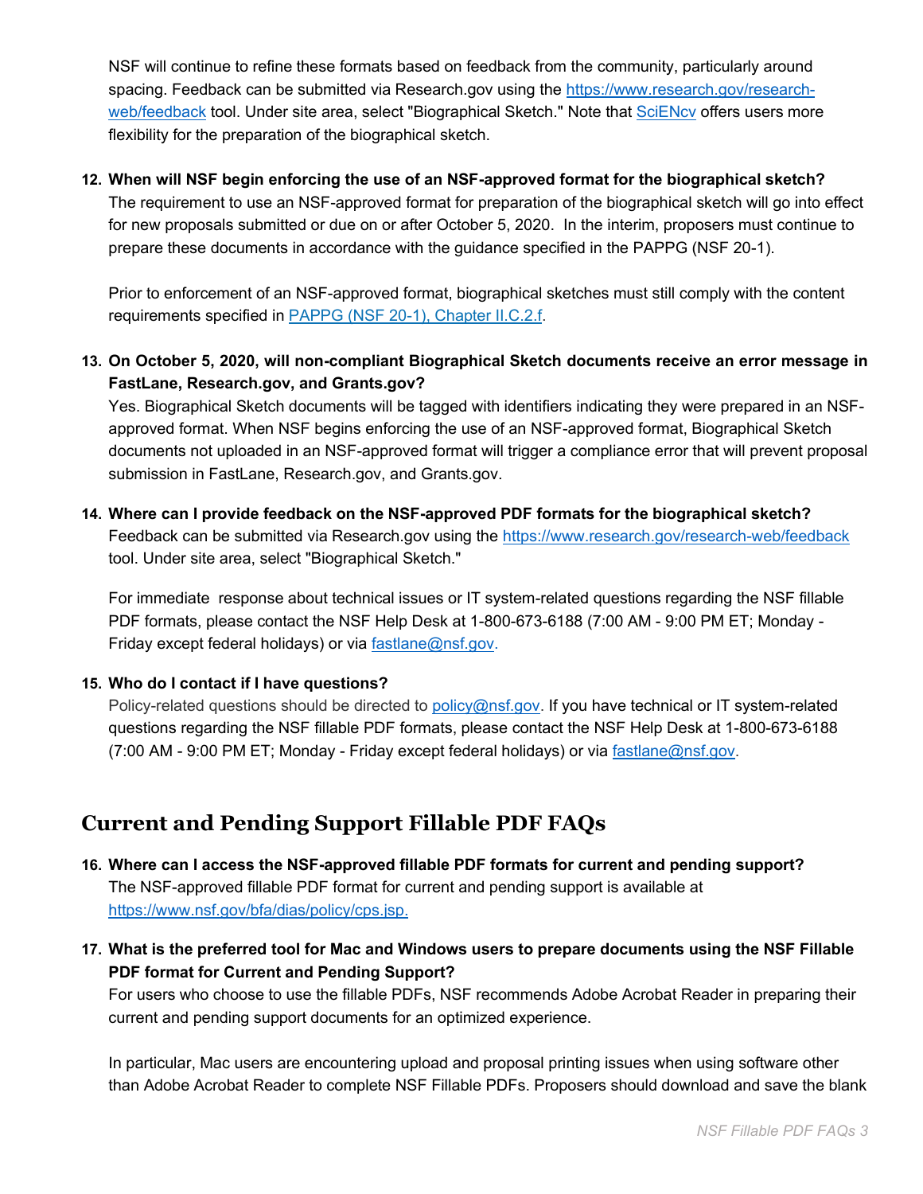NSF will continue to refine these formats based on feedback from the community, particularly around spacing. Feedback can be submitted via Research.gov using the [https://www.research.gov/research-web/feedback](https://www.research.gov/research-web/feedback) tool. Under site area, select "Biographical Sketch." Note that [SciENcv](SciENcv) offers users more flexibility for the preparation of the biographical sketch.

12. **When will NSF begin enforcing the use of an NSF-approved format for the biographical sketch?**
    The requirement to use an NSF-approved format for preparation of the biographical sketch will go into effect for new proposals submitted or due on or after October 5, 2020. In the interim, proposers must continue to prepare these documents in accordance with the guidance specified in the PAPPG (NSF 20-1).

    Prior to enforcement of an NSF-approved format, biographical sketches must still comply with the content requirements specified in [PAPPG (NSF 20-1), Chapter II.C.2.f](PAPPG (NSF 20-1), Chapter II.C.2.f).

13. **On October 5, 2020, will non-compliant Biographical Sketch documents receive an error message in FastLane, Research.gov, and Grants.gov?**
    Yes. Biographical Sketch documents will be tagged with identifiers indicating they were prepared in an NSF-approved format. When NSF begins enforcing the use of an NSF-approved format, Biographical Sketch documents not uploaded in an NSF-approved format will trigger a compliance error that will prevent proposal submission in FastLane, Research.gov, and Grants.gov.

14. **Where can I provide feedback on the NSF-approved PDF formats for the biographical sketch?**
    Feedback can be submitted via Research.gov using the [https://www.research.gov/research-web/feedback](https://www.research.gov/research-web/feedback) tool. Under site area, select "Biographical Sketch."

    For immediate response about technical issues or IT system-related questions regarding the NSF fillable PDF formats, please contact the NSF Help Desk at 1-800-673-6188 (7:00 AM - 9:00 PM ET; Monday - Friday except federal holidays) or via [fastlane@nsf.gov](mailto:fastlane@nsf.gov).

15. **Who do I contact if I have questions?**
    Policy-related questions should be directed to [policy@nsf.gov](mailto:policy@nsf.gov). If you have technical or IT system-related questions regarding the NSF fillable PDF formats, please contact the NSF Help Desk at 1-800-673-6188 (7:00 AM - 9:00 PM ET; Monday - Friday except federal holidays) or via [fastlane@nsf.gov](mailto:fastlane@nsf.gov).

## Current and Pending Support Fillable PDF FAQs

16. **Where can I access the NSF-approved fillable PDF formats for current and pending support?**
    The NSF-approved fillable PDF format for current and pending support is available at [https://www.nsf.gov/bfa/dias/policy/cps.jsp.](https://www.nsf.gov/bfa/dias/policy/cps.jsp)

17. **What is the preferred tool for Mac and Windows users to prepare documents using the NSF Fillable PDF format for Current and Pending Support?**
    For users who choose to use the fillable PDFs, NSF recommends Adobe Acrobat Reader in preparing their current and pending support documents for an optimized experience.

    In particular, Mac users are encountering upload and proposal printing issues when using software other than Adobe Acrobat Reader to complete NSF Fillable PDFs. Proposers should download and save the blank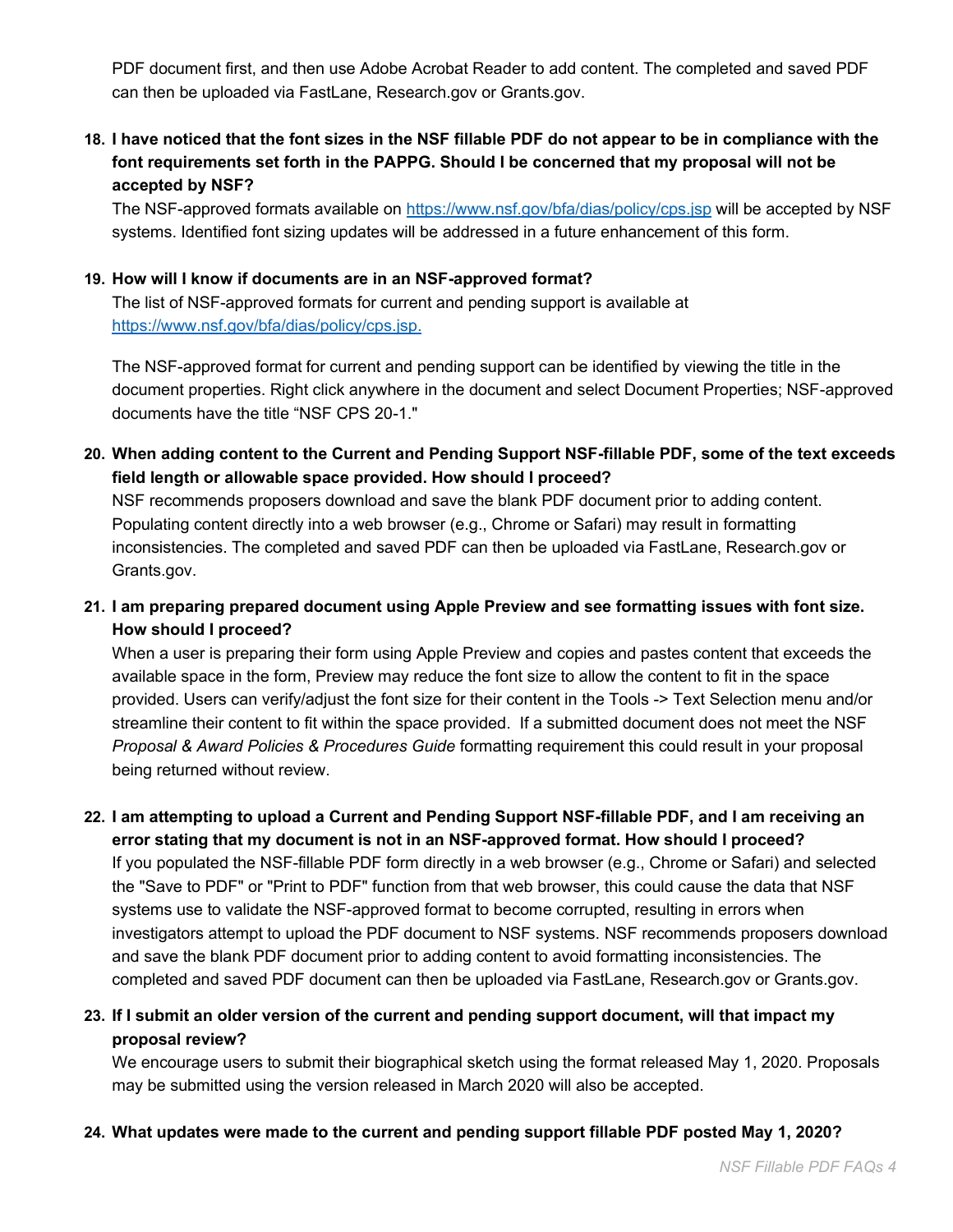PDF document first, and then use Adobe Acrobat Reader to add content. The completed and saved PDF can then be uploaded via FastLane, Research.gov or Grants.gov.

18. **I have noticed that the font sizes in the NSF fillable PDF do not appear to be in compliance with the font requirements set forth in the PAPPG. Should I be concerned that my proposal will not be accepted by NSF?**
    The NSF-approved formats available on https://www.nsf.gov/bfa/dias/policy/cps.jsp will be accepted by NSF systems. Identified font sizing updates will be addressed in a future enhancement of this form.

19. **How will I know if documents are in an NSF-approved format?**
    The list of NSF-approved formats for current and pending support is available at https://www.nsf.gov/bfa/dias/policy/cps.jsp.

    The NSF-approved format for current and pending support can be identified by viewing the title in the document properties. Right click anywhere in the document and select Document Properties; NSF-approved documents have the title "NSF CPS 20-1."

20. **When adding content to the Current and Pending Support NSF-fillable PDF, some of the text exceeds field length or allowable space provided. How should I proceed?**
    NSF recommends proposers download and save the blank PDF document prior to adding content. Populating content directly into a web browser (e.g., Chrome or Safari) may result in formatting inconsistencies. The completed and saved PDF can then be uploaded via FastLane, Research.gov or Grants.gov.

21. **I am preparing prepared document using Apple Preview and see formatting issues with font size. How should I proceed?**
    When a user is preparing their form using Apple Preview and copies and pastes content that exceeds the available space in the form, Preview may reduce the font size to allow the content to fit in the space provided. Users can verify/adjust the font size for their content in the Tools -> Text Selection menu and/or streamline their content to fit within the space provided. If a submitted document does not meet the NSF *Proposal & Award Policies & Procedures Guide* formatting requirement this could result in your proposal being returned without review.

22. **I am attempting to upload a Current and Pending Support NSF-fillable PDF, and I am receiving an error stating that my document is not in an NSF-approved format. How should I proceed?**
    If you populated the NSF-fillable PDF form directly in a web browser (e.g., Chrome or Safari) and selected the "Save to PDF" or "Print to PDF" function from that web browser, this could cause the data that NSF systems use to validate the NSF-approved format to become corrupted, resulting in errors when investigators attempt to upload the PDF document to NSF systems. NSF recommends proposers download and save the blank PDF document prior to adding content to avoid formatting inconsistencies. The completed and saved PDF document can then be uploaded via FastLane, Research.gov or Grants.gov.

23. **If I submit an older version of the current and pending support document, will that impact my proposal review?**
    We encourage users to submit their biographical sketch using the format released May 1, 2020. Proposals may be submitted using the version released in March 2020 will also be accepted.

24. **What updates were made to the current and pending support fillable PDF posted May 1, 2020?**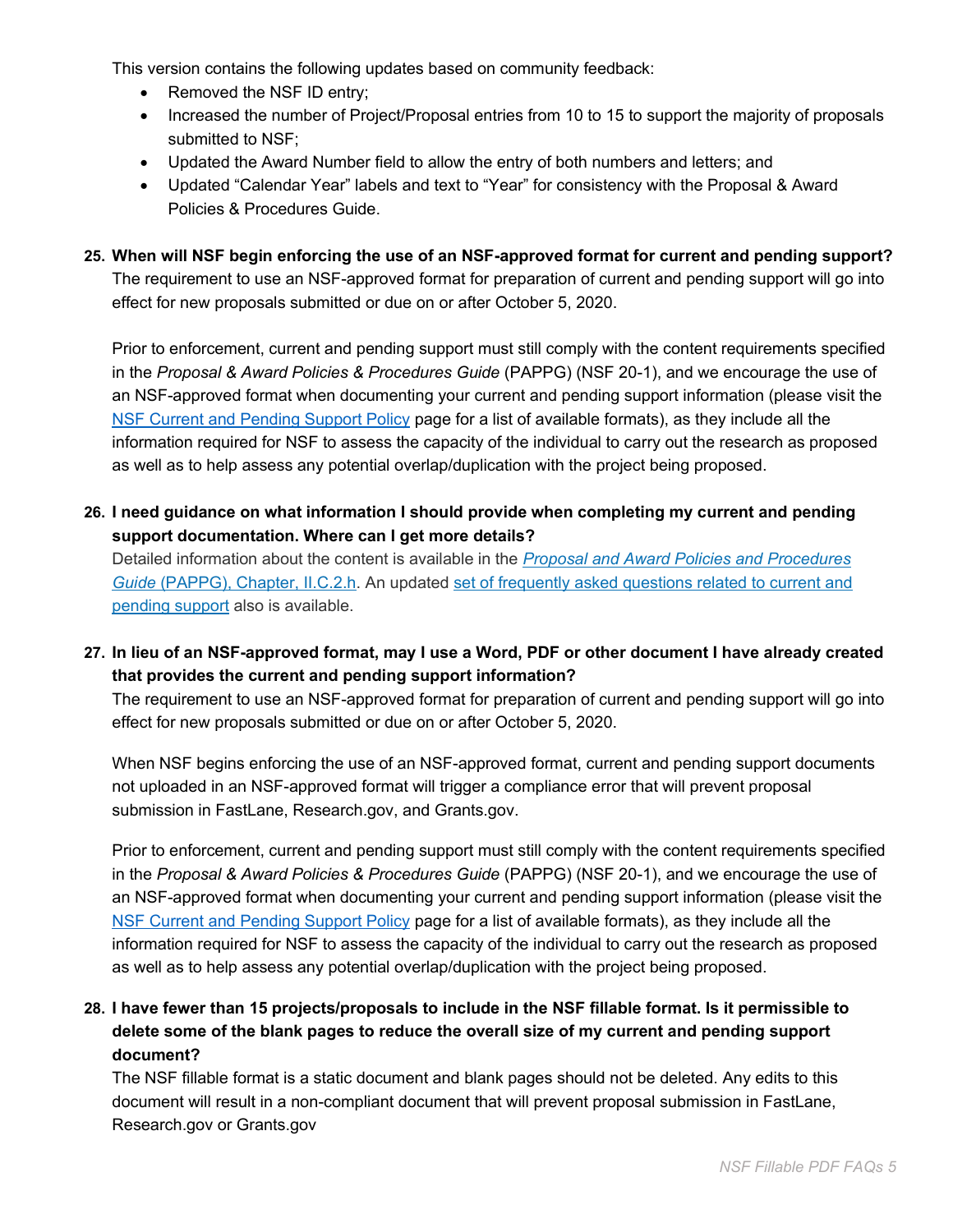This version contains the following updates based on community feedback:

- Removed the NSF ID entry;
- Increased the number of Project/Proposal entries from 10 to 15 to support the majority of proposals submitted to NSF;
- Updated the Award Number field to allow the entry of both numbers and letters; and
- Updated "Calendar Year" labels and text to "Year" for consistency with the Proposal & Award Policies & Procedures Guide.

**25. When will NSF begin enforcing the use of an NSF-approved format for current and pending support?**

The requirement to use an NSF-approved format for preparation of current and pending support will go into effect for new proposals submitted or due on or after October 5, 2020.

Prior to enforcement, current and pending support must still comply with the content requirements specified in the *Proposal & Award Policies & Procedures Guide* (PAPPG) (NSF 20-1), and we encourage the use of an NSF-approved format when documenting your current and pending support information (please visit the [NSF Current and Pending Support Policy]() page for a list of available formats), as they include all the information required for NSF to assess the capacity of the individual to carry out the research as proposed as well as to help assess any potential overlap/duplication with the project being proposed.

**26. I need guidance on what information I should provide when completing my current and pending support documentation. Where can I get more details?**

Detailed information about the content is available in the [*Proposal and Award Policies and Procedures Guide* (PAPPG), Chapter, II.C.2.h](). An updated [set of frequently asked questions related to current and pending support]() also is available.

**27. In lieu of an NSF-approved format, may I use a Word, PDF or other document I have already created that provides the current and pending support information?**

The requirement to use an NSF-approved format for preparation of current and pending support will go into effect for new proposals submitted or due on or after October 5, 2020.

When NSF begins enforcing the use of an NSF-approved format, current and pending support documents not uploaded in an NSF-approved format will trigger a compliance error that will prevent proposal submission in FastLane, Research.gov, and Grants.gov.

Prior to enforcement, current and pending support must still comply with the content requirements specified in the *Proposal & Award Policies & Procedures Guide* (PAPPG) (NSF 20-1), and we encourage the use of an NSF-approved format when documenting your current and pending support information (please visit the [NSF Current and Pending Support Policy]() page for a list of available formats), as they include all the information required for NSF to assess the capacity of the individual to carry out the research as proposed as well as to help assess any potential overlap/duplication with the project being proposed.

**28. I have fewer than 15 projects/proposals to include in the NSF fillable format. Is it permissible to delete some of the blank pages to reduce the overall size of my current and pending support document?**

The NSF fillable format is a static document and blank pages should not be deleted. Any edits to this document will result in a non-compliant document that will prevent proposal submission in FastLane, Research.gov or Grants.gov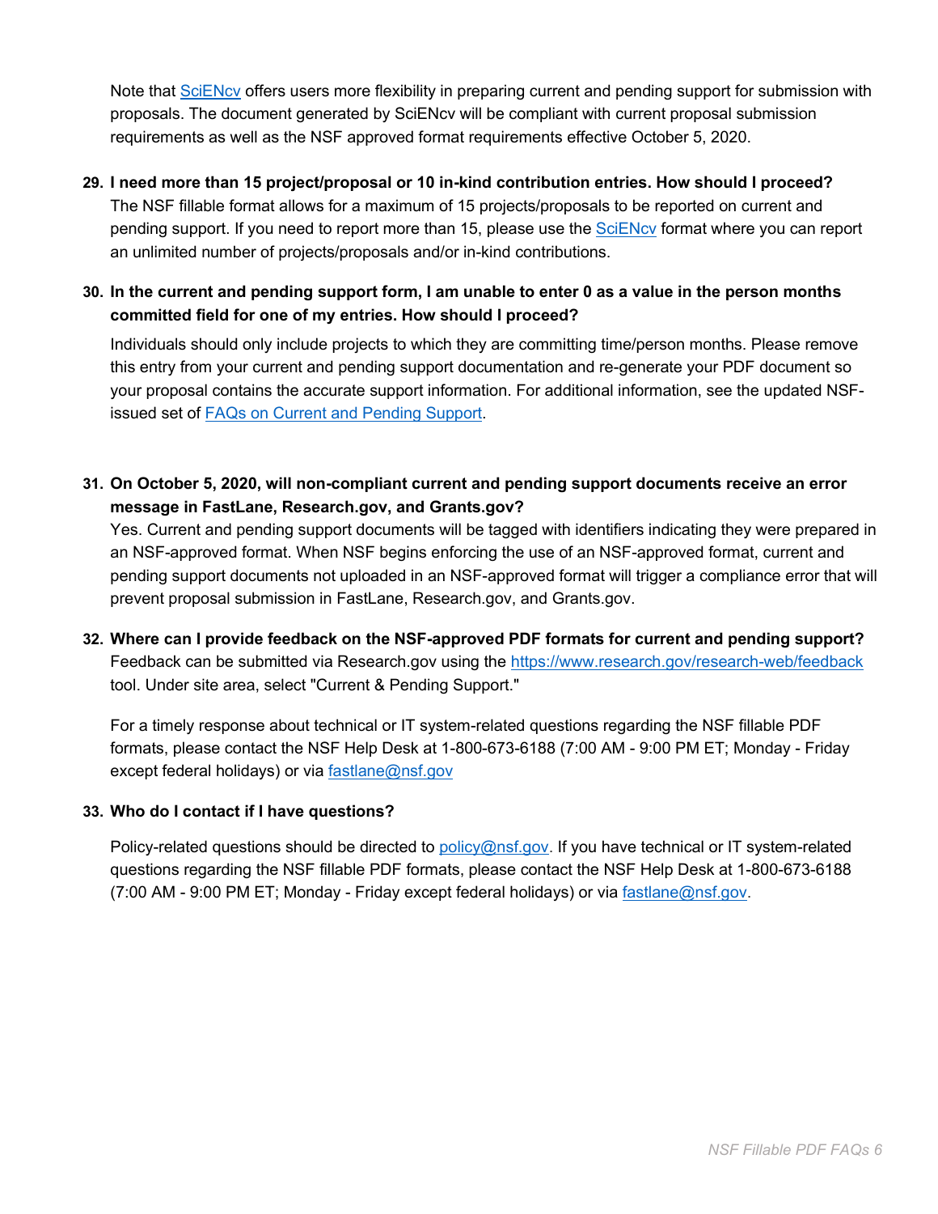Note that [SciENcv](#) offers users more flexibility in preparing current and pending support for submission with proposals. The document generated by SciENcv will be compliant with current proposal submission requirements as well as the NSF approved format requirements effective October 5, 2020.

29. **I need more than 15 project/proposal or 10 in-kind contribution entries. How should I proceed?**
    The NSF fillable format allows for a maximum of 15 projects/proposals to be reported on current and pending support. If you need to report more than 15, please use the [SciENcv](#) format where you can report an unlimited number of projects/proposals and/or in-kind contributions.

30. **In the current and pending support form, I am unable to enter 0 as a value in the person months committed field for one of my entries. How should I proceed?**

    Individuals should only include projects to which they are committing time/person months. Please remove this entry from your current and pending support documentation and re-generate your PDF document so your proposal contains the accurate support information. For additional information, see the updated NSF-issued set of [FAQs on Current and Pending Support](#).

31. **On October 5, 2020, will non-compliant current and pending support documents receive an error message in FastLane, Research.gov, and Grants.gov?**
    Yes. Current and pending support documents will be tagged with identifiers indicating they were prepared in an NSF-approved format. When NSF begins enforcing the use of an NSF-approved format, current and pending support documents not uploaded in an NSF-approved format will trigger a compliance error that will prevent proposal submission in FastLane, Research.gov, and Grants.gov.

32. **Where can I provide feedback on the NSF-approved PDF formats for current and pending support?**
    Feedback can be submitted via Research.gov using the https://www.research.gov/research-web/feedback tool. Under site area, select "Current & Pending Support."

    For a timely response about technical or IT system-related questions regarding the NSF fillable PDF formats, please contact the NSF Help Desk at 1-800-673-6188 (7:00 AM - 9:00 PM ET; Monday - Friday except federal holidays) or via fastlane@nsf.gov

33. **Who do I contact if I have questions?**

    Policy-related questions should be directed to policy@nsf.gov. If you have technical or IT system-related questions regarding the NSF fillable PDF formats, please contact the NSF Help Desk at 1-800-673-6188 (7:00 AM - 9:00 PM ET; Monday - Friday except federal holidays) or via fastlane@nsf.gov.